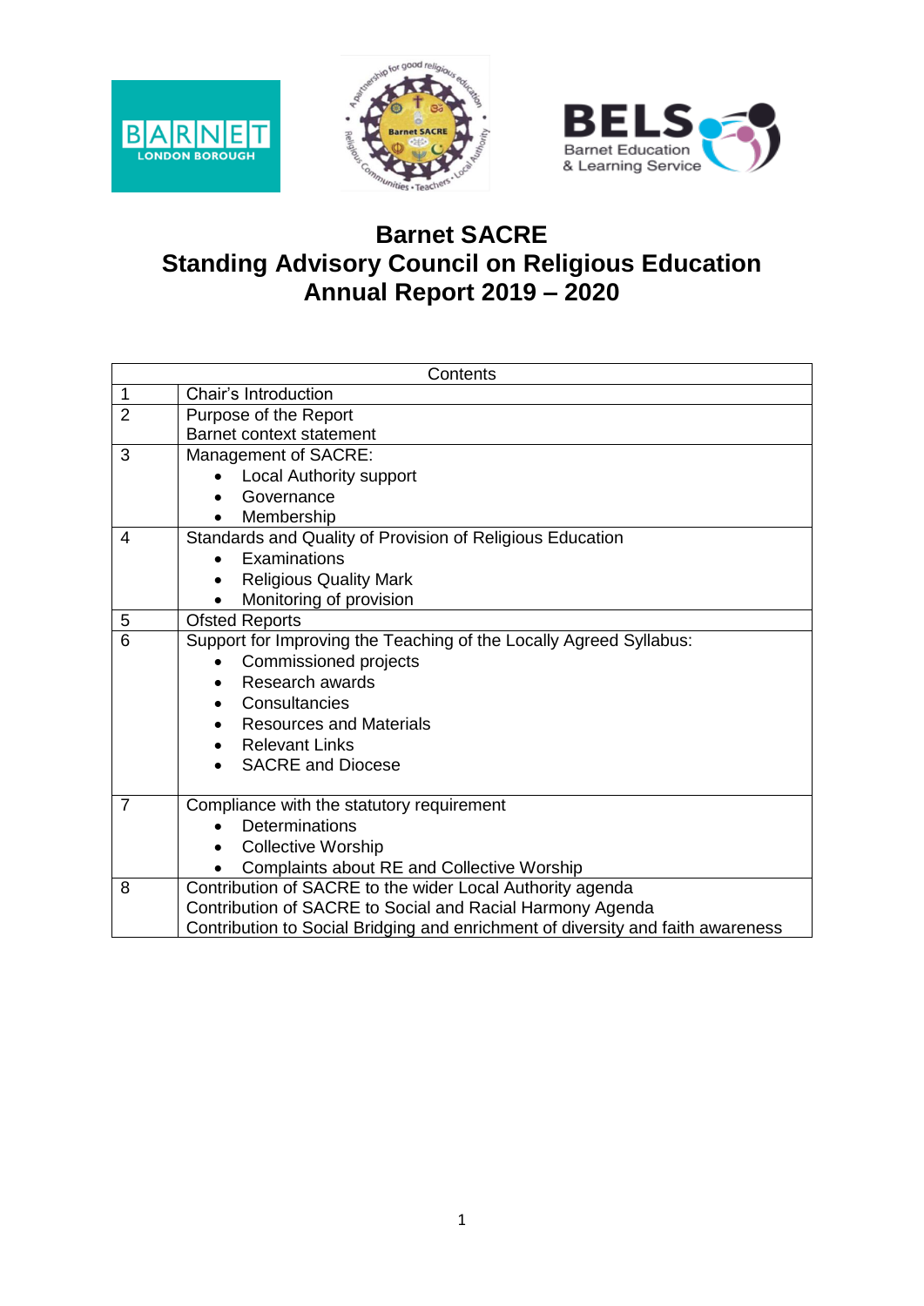# Barnet SACRE
# Standing Advisory Council on Religious Education
# Annual Report 2019 – 2020

| Contents | |
|---|---|
| 1 | Chair's Introduction |
| 2 | Purpose of the Report<br>Barnet context statement |
| 3 | Management of SACRE:<br>• Local Authority support<br>• Governance<br>• Membership |
| 4 | Standards and Quality of Provision of Religious Education<br>• Examinations<br>• Religious Quality Mark<br>• Monitoring of provision |
| 5 | Ofsted Reports |
| 6 | Support for Improving the Teaching of the Locally Agreed Syllabus:<br>• Commissioned projects<br>• Research awards<br>• Consultancies<br>• Resources and Materials<br>• Relevant Links<br>• SACRE and Diocese |
| 7 | Compliance with the statutory requirement<br>• Determinations<br>• Collective Worship<br>• Complaints about RE and Collective Worship |
| 8 | Contribution of SACRE to the wider Local Authority agenda<br>Contribution of SACRE to Social and Racial Harmony Agenda<br>Contribution to Social Bridging and enrichment of diversity and faith awareness |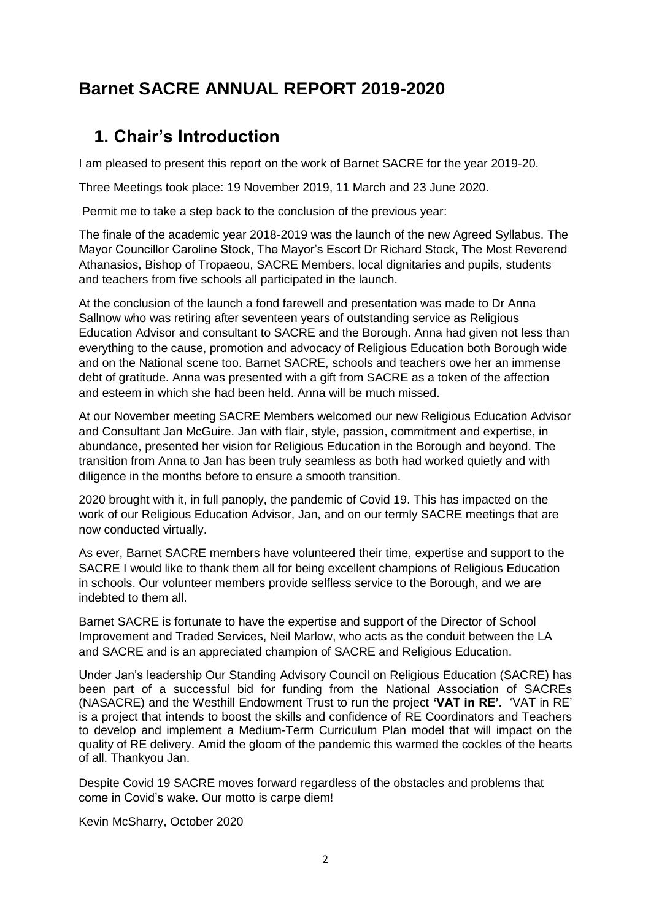# Barnet SACRE ANNUAL REPORT 2019-2020

## 1. Chair's Introduction

I am pleased to present this report on the work of Barnet SACRE for the year 2019-20.

Three Meetings took place: 19 November 2019, 11 March and 23 June 2020.

Permit me to take a step back to the conclusion of the previous year:

The finale of the academic year 2018-2019 was the launch of the new Agreed Syllabus. The Mayor Councillor Caroline Stock, The Mayor's Escort Dr Richard Stock, The Most Reverend Athanasios, Bishop of Tropaeou, SACRE Members, local dignitaries and pupils, students and teachers from five schools all participated in the launch.

At the conclusion of the launch a fond farewell and presentation was made to Dr Anna Sallnow who was retiring after seventeen years of outstanding service as Religious Education Advisor and consultant to SACRE and the Borough. Anna had given not less than everything to the cause, promotion and advocacy of Religious Education both Borough wide and on the National scene too. Barnet SACRE, schools and teachers owe her an immense debt of gratitude. Anna was presented with a gift from SACRE as a token of the affection and esteem in which she had been held. Anna will be much missed.

At our November meeting SACRE Members welcomed our new Religious Education Advisor and Consultant Jan McGuire. Jan with flair, style, passion, commitment and expertise, in abundance, presented her vision for Religious Education in the Borough and beyond. The transition from Anna to Jan has been truly seamless as both had worked quietly and with diligence in the months before to ensure a smooth transition.

2020 brought with it, in full panoply, the pandemic of Covid 19. This has impacted on the work of our Religious Education Advisor, Jan, and on our termly SACRE meetings that are now conducted virtually.

As ever, Barnet SACRE members have volunteered their time, expertise and support to the SACRE I would like to thank them all for being excellent champions of Religious Education in schools. Our volunteer members provide selfless service to the Borough, and we are indebted to them all.

Barnet SACRE is fortunate to have the expertise and support of the Director of School Improvement and Traded Services, Neil Marlow, who acts as the conduit between the LA and SACRE and is an appreciated champion of SACRE and Religious Education.

Under Jan's leadership Our Standing Advisory Council on Religious Education (SACRE) has been part of a successful bid for funding from the National Association of SACREs (NASACRE) and the Westhill Endowment Trust to run the project **'VAT in RE'.** 'VAT in RE' is a project that intends to boost the skills and confidence of RE Coordinators and Teachers to develop and implement a Medium-Term Curriculum Plan model that will impact on the quality of RE delivery. Amid the gloom of the pandemic this warmed the cockles of the hearts of all. Thankyou Jan.

Despite Covid 19 SACRE moves forward regardless of the obstacles and problems that come in Covid's wake. Our motto is carpe diem!

Kevin McSharry, October 2020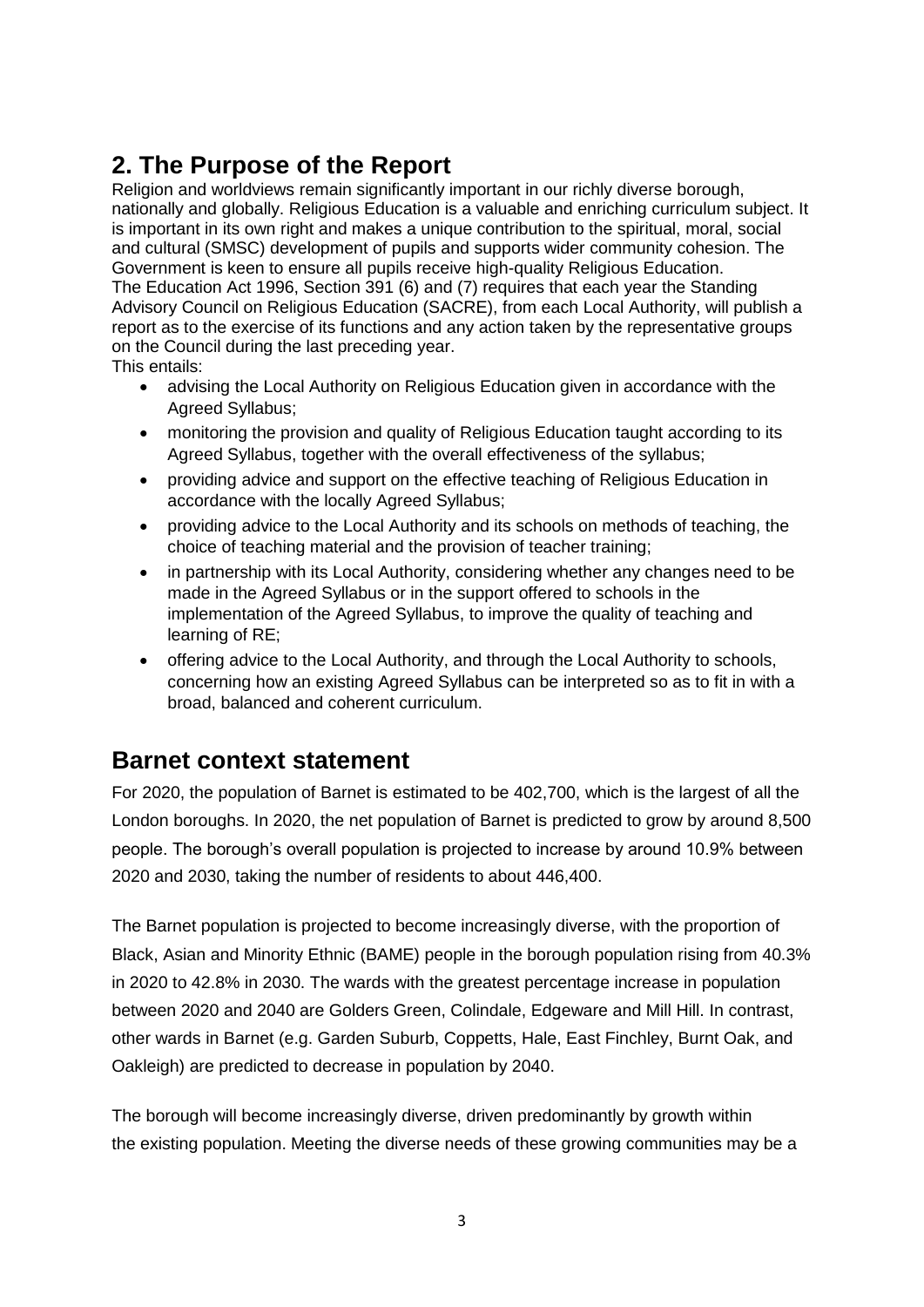## 2. The Purpose of the Report

Religion and worldviews remain significantly important in our richly diverse borough, nationally and globally. Religious Education is a valuable and enriching curriculum subject. It is important in its own right and makes a unique contribution to the spiritual, moral, social and cultural (SMSC) development of pupils and supports wider community cohesion. The Government is keen to ensure all pupils receive high-quality Religious Education.

The Education Act 1996, Section 391 (6) and (7) requires that each year the Standing Advisory Council on Religious Education (SACRE), from each Local Authority, will publish a report as to the exercise of its functions and any action taken by the representative groups on the Council during the last preceding year.

This entails:

- advising the Local Authority on Religious Education given in accordance with the Agreed Syllabus;
- monitoring the provision and quality of Religious Education taught according to its Agreed Syllabus, together with the overall effectiveness of the syllabus;
- providing advice and support on the effective teaching of Religious Education in accordance with the locally Agreed Syllabus;
- providing advice to the Local Authority and its schools on methods of teaching, the choice of teaching material and the provision of teacher training;
- in partnership with its Local Authority, considering whether any changes need to be made in the Agreed Syllabus or in the support offered to schools in the implementation of the Agreed Syllabus, to improve the quality of teaching and learning of RE;
- offering advice to the Local Authority, and through the Local Authority to schools, concerning how an existing Agreed Syllabus can be interpreted so as to fit in with a broad, balanced and coherent curriculum.

## Barnet context statement

For 2020, the population of Barnet is estimated to be 402,700, which is the largest of all the London boroughs. In 2020, the net population of Barnet is predicted to grow by around 8,500 people. The borough's overall population is projected to increase by around 10.9% between 2020 and 2030, taking the number of residents to about 446,400.

The Barnet population is projected to become increasingly diverse, with the proportion of Black, Asian and Minority Ethnic (BAME) people in the borough population rising from 40.3% in 2020 to 42.8% in 2030. The wards with the greatest percentage increase in population between 2020 and 2040 are Golders Green, Colindale, Edgeware and Mill Hill. In contrast, other wards in Barnet (e.g. Garden Suburb, Coppetts, Hale, East Finchley, Burnt Oak, and Oakleigh) are predicted to decrease in population by 2040.

The borough will become increasingly diverse, driven predominantly by growth within the existing population. Meeting the diverse needs of these growing communities may be a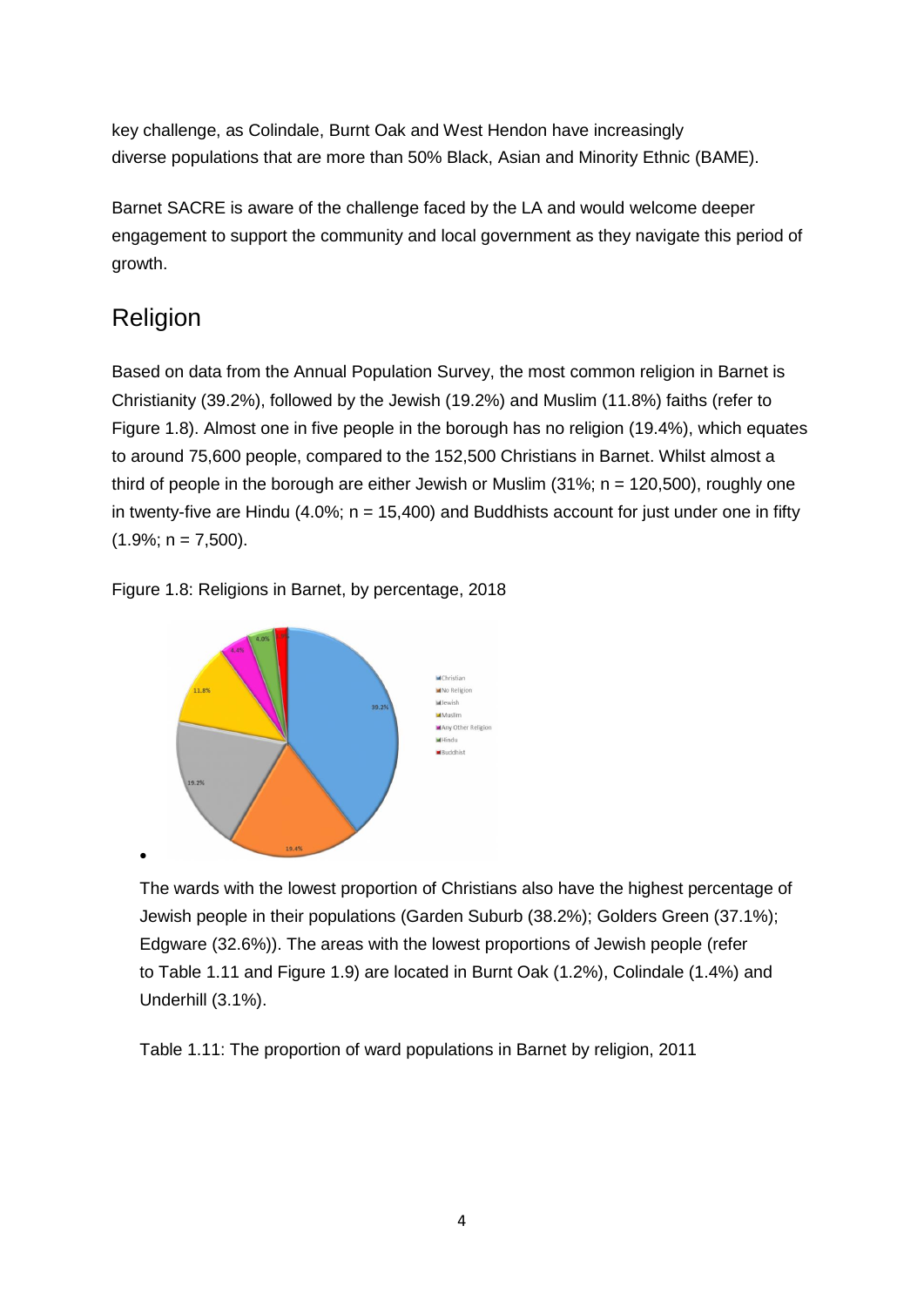key challenge, as Colindale, Burnt Oak and West Hendon have increasingly diverse populations that are more than 50% Black, Asian and Minority Ethnic (BAME).

Barnet SACRE is aware of the challenge faced by the LA and would welcome deeper engagement to support the community and local government as they navigate this period of growth.

## Religion

Based on data from the Annual Population Survey, the most common religion in Barnet is Christianity (39.2%), followed by the Jewish (19.2%) and Muslim (11.8%) faiths (refer to Figure 1.8). Almost one in five people in the borough has no religion (19.4%), which equates to around 75,600 people, compared to the 152,500 Christians in Barnet. Whilst almost a third of people in the borough are either Jewish or Muslim (31%; n = 120,500), roughly one in twenty-five are Hindu (4.0%; n = 15,400) and Buddhists account for just under one in fifty (1.9%; n = 7,500).

Figure 1.8: Religions in Barnet, by percentage, 2018

- The wards with the lowest proportion of Christians also have the highest percentage of Jewish people in their populations (Garden Suburb (38.2%); Golders Green (37.1%); Edgware (32.6%)). The areas with the lowest proportions of Jewish people (refer to Table 1.11 and Figure 1.9) are located in Burnt Oak (1.2%), Colindale (1.4%) and Underhill (3.1%).

Table 1.11: The proportion of ward populations in Barnet by religion, 2011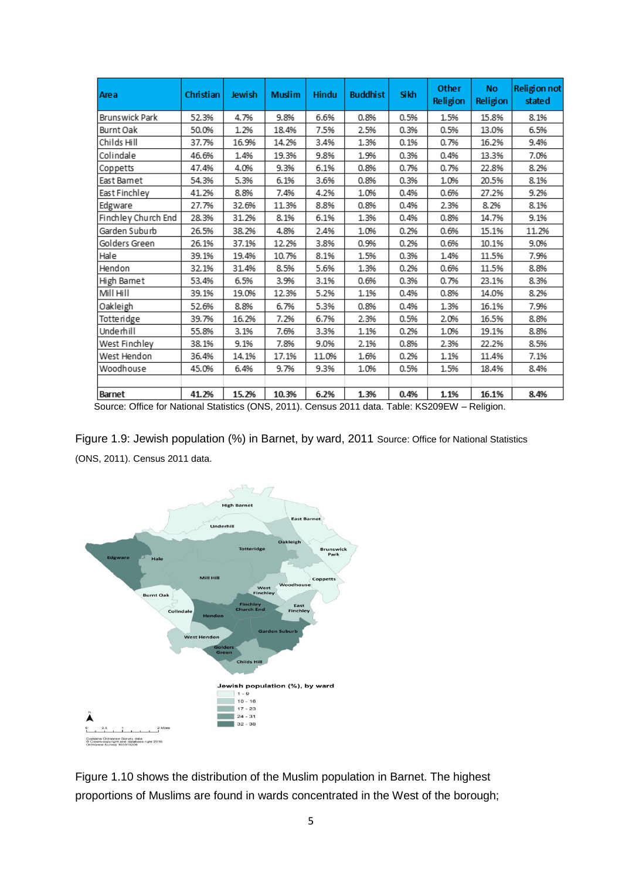| Area | Christian | Jewish | Muslim | Hindu | Buddhist | Sikh | Other Religion | No Religion | Religion not stated |
|---|---|---|---|---|---|---|---|---|---|
| Brunswick Park | 52.3% | 4.7% | 9.8% | 6.6% | 0.8% | 0.5% | 1.5% | 15.8% | 8.1% |
| Burnt Oak | 50.0% | 1.2% | 18.4% | 7.5% | 2.5% | 0.3% | 0.5% | 13.0% | 6.5% |
| Childs Hill | 37.7% | 16.9% | 14.2% | 3.4% | 1.3% | 0.1% | 0.7% | 16.2% | 9.4% |
| Colindale | 46.6% | 1.4% | 19.3% | 9.8% | 1.9% | 0.3% | 0.4% | 13.3% | 7.0% |
| Coppetts | 47.4% | 4.0% | 9.3% | 6.1% | 0.8% | 0.7% | 0.7% | 22.8% | 8.2% |
| East Barnet | 54.3% | 5.3% | 6.1% | 3.6% | 0.8% | 0.3% | 1.0% | 20.5% | 8.1% |
| East Finchley | 41.2% | 8.8% | 7.4% | 4.2% | 1.0% | 0.4% | 0.6% | 27.2% | 9.2% |
| Edgware | 27.7% | 32.6% | 11.3% | 8.8% | 0.8% | 0.4% | 2.3% | 8.2% | 8.1% |
| Finchley Church End | 28.3% | 31.2% | 8.1% | 6.1% | 1.3% | 0.4% | 0.8% | 14.7% | 9.1% |
| Garden Suburb | 26.5% | 38.2% | 4.8% | 2.4% | 1.0% | 0.2% | 0.6% | 15.1% | 11.2% |
| Golders Green | 26.1% | 37.1% | 12.2% | 3.8% | 0.9% | 0.2% | 0.6% | 10.1% | 9.0% |
| Hale | 39.1% | 19.4% | 10.7% | 8.1% | 1.5% | 0.3% | 1.4% | 11.5% | 7.9% |
| Hendon | 32.1% | 31.4% | 8.5% | 5.6% | 1.3% | 0.2% | 0.6% | 11.5% | 8.8% |
| High Barnet | 53.4% | 6.5% | 3.9% | 3.1% | 0.6% | 0.3% | 0.7% | 23.1% | 8.3% |
| Mill Hill | 39.1% | 19.0% | 12.3% | 5.2% | 1.1% | 0.4% | 0.8% | 14.0% | 8.2% |
| Oakleigh | 52.6% | 8.8% | 6.7% | 5.3% | 0.8% | 0.4% | 1.3% | 16.1% | 7.9% |
| Totteridge | 39.7% | 16.2% | 7.2% | 6.7% | 2.3% | 0.5% | 2.0% | 16.5% | 8.8% |
| Underhill | 55.8% | 3.1% | 7.6% | 3.3% | 1.1% | 0.2% | 1.0% | 19.1% | 8.8% |
| West Finchley | 38.1% | 9.1% | 7.8% | 9.0% | 2.1% | 0.8% | 2.3% | 22.2% | 8.5% |
| West Hendon | 36.4% | 14.1% | 17.1% | 11.0% | 1.6% | 0.2% | 1.1% | 11.4% | 7.1% |
| Woodhouse | 45.0% | 6.4% | 9.7% | 9.3% | 1.0% | 0.5% | 1.5% | 18.4% | 8.4% |
| | | | | | | | | | |
| **Barnet** | **41.2%** | **15.2%** | **10.3%** | **6.2%** | **1.3%** | **0.4%** | **1.1%** | **16.1%** | **8.4%** |

Source: Office for National Statistics (ONS, 2011). Census 2011 data. Table: KS209EW – Religion.

Figure 1.9: Jewish population (%) in Barnet, by ward, 2011 Source: Office for National Statistics (ONS, 2011). Census 2011 data.

Figure 1.10 shows the distribution of the Muslim population in Barnet. The highest proportions of Muslims are found in wards concentrated in the West of the borough;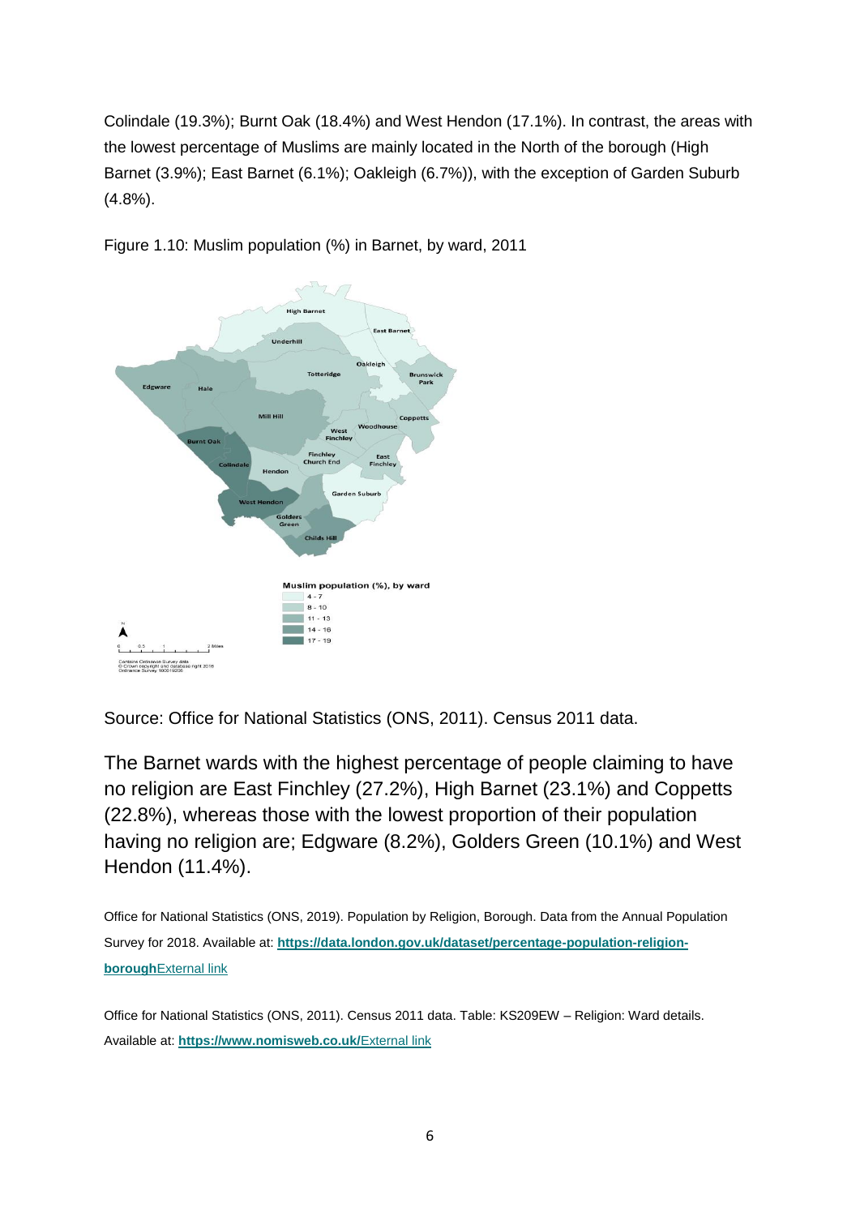Colindale (19.3%); Burnt Oak (18.4%) and West Hendon (17.1%). In contrast, the areas with the lowest percentage of Muslims are mainly located in the North of the borough (High Barnet (3.9%); East Barnet (6.1%); Oakleigh (6.7%)), with the exception of Garden Suburb (4.8%).

Figure 1.10: Muslim population (%) in Barnet, by ward, 2011

Source: Office for National Statistics (ONS, 2011). Census 2011 data.

The Barnet wards with the highest percentage of people claiming to have no religion are East Finchley (27.2%), High Barnet (23.1%) and Coppetts (22.8%), whereas those with the lowest proportion of their population having no religion are; Edgware (8.2%), Golders Green (10.1%) and West Hendon (11.4%).

Office for National Statistics (ONS, 2019). Population by Religion, Borough. Data from the Annual Population Survey for 2018. Available at: **https://data.london.gov.uk/dataset/percentage-population-religion-borough**External link

Office for National Statistics (ONS, 2011). Census 2011 data. Table: KS209EW – Religion: Ward details. Available at: **https://www.nomisweb.co.uk/**External link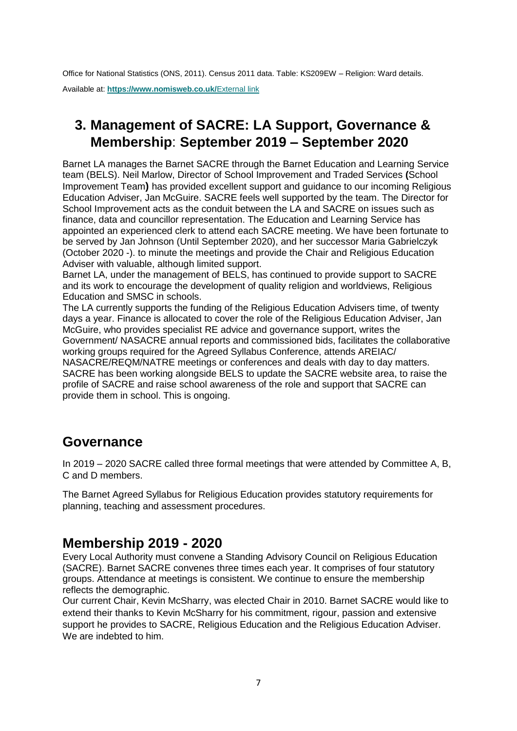Office for National Statistics (ONS, 2011). Census 2011 data. Table: KS209EW – Religion: Ward details.

Available at: **https://www.nomisweb.co.uk/**External link

## 3. Management of SACRE: LA Support, Governance & Membership: September 2019 – September 2020

Barnet LA manages the Barnet SACRE through the Barnet Education and Learning Service team (BELS). Neil Marlow, Director of School Improvement and Traded Services **(**School Improvement Team**)** has provided excellent support and guidance to our incoming Religious Education Adviser, Jan McGuire. SACRE feels well supported by the team. The Director for School Improvement acts as the conduit between the LA and SACRE on issues such as finance, data and councillor representation. The Education and Learning Service has appointed an experienced clerk to attend each SACRE meeting. We have been fortunate to be served by Jan Johnson (Until September 2020), and her successor Maria Gabrielczyk (October 2020 -). to minute the meetings and provide the Chair and Religious Education Adviser with valuable, although limited support.

Barnet LA, under the management of BELS, has continued to provide support to SACRE and its work to encourage the development of quality religion and worldviews, Religious Education and SMSC in schools.

The LA currently supports the funding of the Religious Education Advisers time, of twenty days a year. Finance is allocated to cover the role of the Religious Education Adviser, Jan McGuire, who provides specialist RE advice and governance support, writes the Government/ NASACRE annual reports and commissioned bids, facilitates the collaborative working groups required for the Agreed Syllabus Conference, attends AREIAC/ NASACRE/REQM/NATRE meetings or conferences and deals with day to day matters. SACRE has been working alongside BELS to update the SACRE website area, to raise the profile of SACRE and raise school awareness of the role and support that SACRE can provide them in school. This is ongoing.

## Governance

In 2019 – 2020 SACRE called three formal meetings that were attended by Committee A, B, C and D members.

The Barnet Agreed Syllabus for Religious Education provides statutory requirements for planning, teaching and assessment procedures.

## Membership 2019 - 2020

Every Local Authority must convene a Standing Advisory Council on Religious Education (SACRE). Barnet SACRE convenes three times each year. It comprises of four statutory groups. Attendance at meetings is consistent. We continue to ensure the membership reflects the demographic.

Our current Chair, Kevin McSharry, was elected Chair in 2010. Barnet SACRE would like to extend their thanks to Kevin McSharry for his commitment, rigour, passion and extensive support he provides to SACRE, Religious Education and the Religious Education Adviser. We are indebted to him.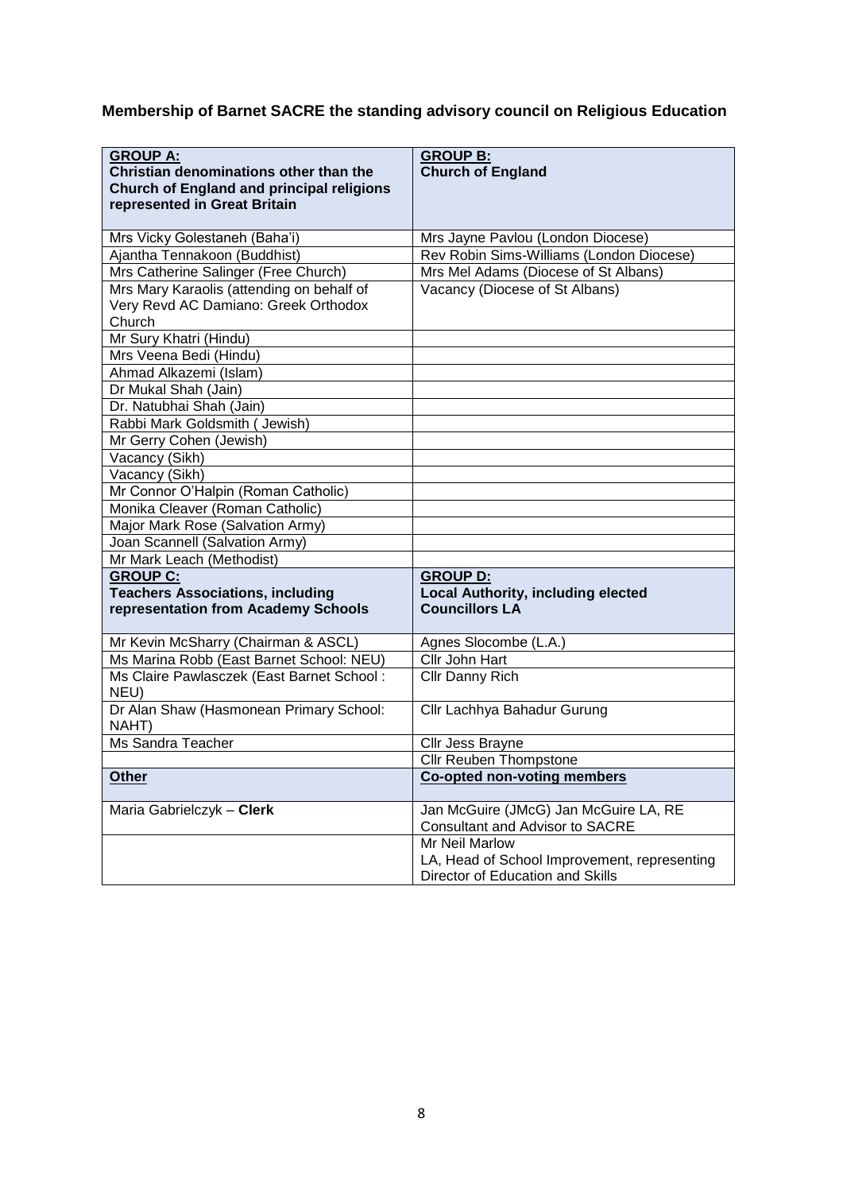**Membership of Barnet SACRE the standing advisory council on Religious Education**

| **GROUP A:** **Christian denominations other than the Church of England and principal religions represented in Great Britain** | **GROUP B:** **Church of England** |
|---|---|
| Mrs Vicky Golestaneh (Baha'i) | Mrs Jayne Pavlou (London Diocese) |
| Ajantha Tennakoon (Buddhist) | Rev Robin Sims-Williams (London Diocese) |
| Mrs Catherine Salinger (Free Church) | Mrs Mel Adams (Diocese of St Albans) |
| Mrs Mary Karaolis (attending on behalf of Very Revd AC Damiano: Greek Orthodox Church | Vacancy (Diocese of St Albans) |
| Mr Sury Khatri (Hindu) | |
| Mrs Veena Bedi (Hindu) | |
| Ahmad Alkazemi (Islam) | |
| Dr Mukal Shah (Jain) | |
| Dr. Natubhai Shah (Jain) | |
| Rabbi Mark Goldsmith ( Jewish) | |
| Mr Gerry Cohen (Jewish) | |
| Vacancy (Sikh) | |
| Vacancy (Sikh) | |
| Mr Connor O'Halpin (Roman Catholic) | |
| Monika Cleaver (Roman Catholic) | |
| Major Mark Rose (Salvation Army) | |
| Joan Scannell (Salvation Army) | |
| Mr Mark Leach (Methodist) | |
| **GROUP C:** **Teachers Associations, including representation from Academy Schools** | **GROUP D:** **Local Authority, including elected Councillors LA** |
| Mr Kevin McSharry (Chairman & ASCL) | Agnes Slocombe (L.A.) |
| Ms Marina Robb (East Barnet School: NEU) | Cllr John Hart |
| Ms Claire Pawlasczek (East Barnet School : NEU) | Cllr Danny Rich |
| Dr Alan Shaw (Hasmonean Primary School: NAHT) | Cllr Lachhya Bahadur Gurung |
| Ms Sandra Teacher | Cllr Jess Brayne |
| | Cllr Reuben Thompstone |
| **Other** | **Co-opted non-voting members** |
| Maria Gabrielczyk – **Clerk** | Jan McGuire (JMcG) Jan McGuire LA, RE Consultant and Advisor to SACRE |
| | Mr Neil Marlow LA, Head of School Improvement, representing Director of Education and Skills |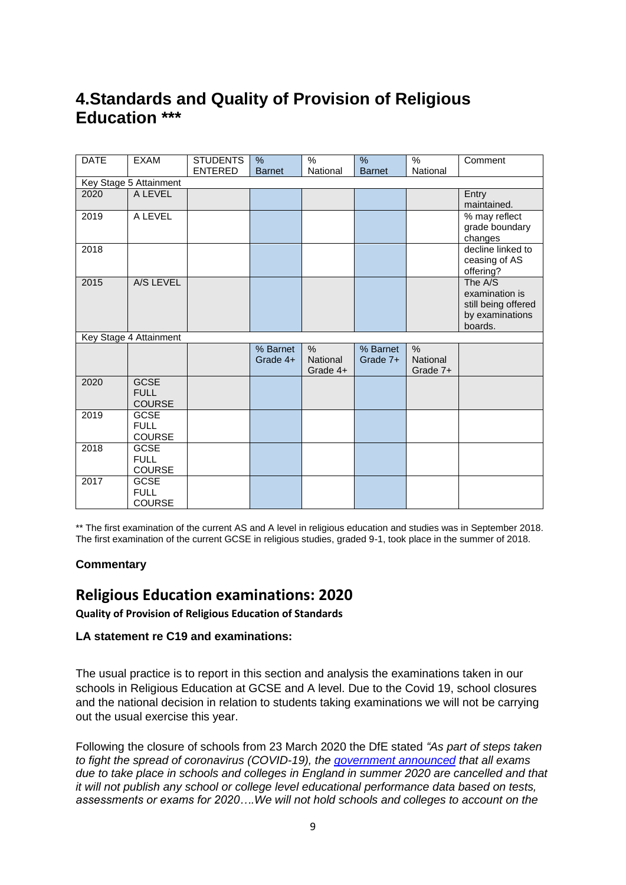# 4.Standards and Quality of Provision of Religious Education ***

| DATE | EXAM | STUDENTS ENTERED | % Barnet | % National | % Barnet | % National | Comment |
|---|---|---|---|---|---|---|---|
| Key Stage 5 Attainment | | | | | | | |
| 2020 | A LEVEL | | | | | | Entry maintained. |
| 2019 | A LEVEL | | | | | | % may reflect grade boundary changes |
| 2018 | | | | | | | decline linked to ceasing of AS offering? |
| 2015 | A/S LEVEL | | | | | | The A/S examination is still being offered by examinations boards. |
| Key Stage 4 Attainment | | | | | | | |
| | | | % Barnet Grade 4+ | % National Grade 4+ | % Barnet Grade 7+ | % National Grade 7+ | |
| 2020 | GCSE FULL COURSE | | | | | | |
| 2019 | GCSE FULL COURSE | | | | | | |
| 2018 | GCSE FULL COURSE | | | | | | |
| 2017 | GCSE FULL COURSE | | | | | | |

** The first examination of the current AS and A level in religious education and studies was in September 2018. The first examination of the current GCSE in religious studies, graded 9-1, took place in the summer of 2018.

**Commentary**

## Religious Education examinations: 2020

**Quality of Provision of Religious Education of Standards**

**LA statement re C19 and examinations:**

The usual practice is to report in this section and analysis the examinations taken in our schools in Religious Education at GCSE and A level. Due to the Covid 19, school closures and the national decision in relation to students taking examinations we will not be carrying out the usual exercise this year.

Following the closure of schools from 23 March 2020 the DfE stated *"As part of steps taken to fight the spread of coronavirus (COVID-19), the government announced that all exams due to take place in schools and colleges in England in summer 2020 are cancelled and that it will not publish any school or college level educational performance data based on tests, assessments or exams for 2020….We will not hold schools and colleges to account on the*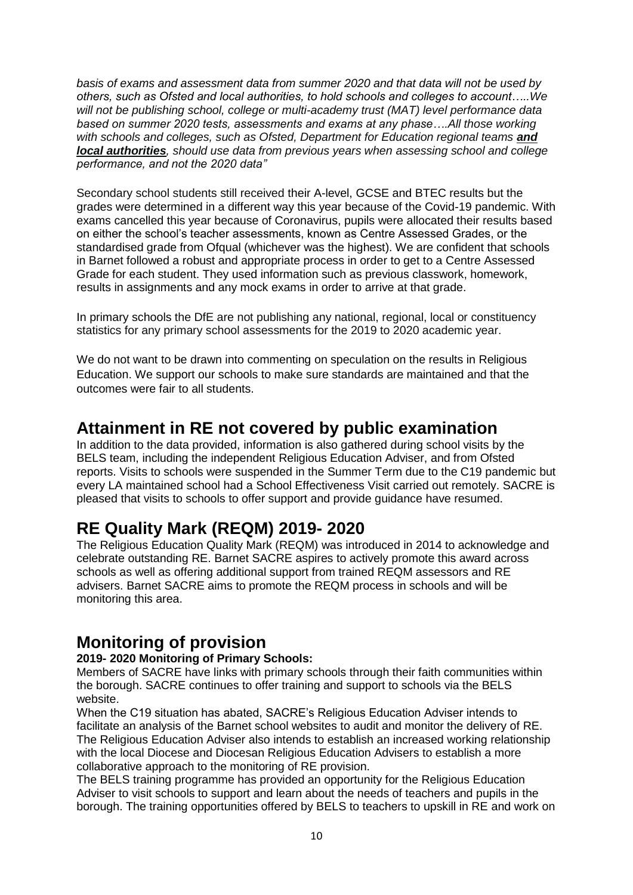*basis of exams and assessment data from summer 2020 and that data will not be used by others, such as Ofsted and local authorities, to hold schools and colleges to account…..We will not be publishing school, college or multi-academy trust (MAT) level performance data based on summer 2020 tests, assessments and exams at any phase….All those working with schools and colleges, such as Ofsted, Department for Education regional teams* ***and local authorities****, should use data from previous years when assessing school and college performance, and not the 2020 data"*

Secondary school students still received their A-level, GCSE and BTEC results but the grades were determined in a different way this year because of the Covid-19 pandemic. With exams cancelled this year because of Coronavirus, pupils were allocated their results based on either the school's teacher assessments, known as Centre Assessed Grades, or the standardised grade from Ofqual (whichever was the highest). We are confident that schools in Barnet followed a robust and appropriate process in order to get to a Centre Assessed Grade for each student. They used information such as previous classwork, homework, results in assignments and any mock exams in order to arrive at that grade.

In primary schools the DfE are not publishing any national, regional, local or constituency statistics for any primary school assessments for the 2019 to 2020 academic year.

We do not want to be drawn into commenting on speculation on the results in Religious Education. We support our schools to make sure standards are maintained and that the outcomes were fair to all students.

## Attainment in RE not covered by public examination

In addition to the data provided, information is also gathered during school visits by the BELS team, including the independent Religious Education Adviser, and from Ofsted reports. Visits to schools were suspended in the Summer Term due to the C19 pandemic but every LA maintained school had a School Effectiveness Visit carried out remotely. SACRE is pleased that visits to schools to offer support and provide guidance have resumed.

## RE Quality Mark (REQM) 2019- 2020

The Religious Education Quality Mark (REQM) was introduced in 2014 to acknowledge and celebrate outstanding RE. Barnet SACRE aspires to actively promote this award across schools as well as offering additional support from trained REQM assessors and RE advisers. Barnet SACRE aims to promote the REQM process in schools and will be monitoring this area.

## Monitoring of provision

**2019- 2020 Monitoring of Primary Schools:**

Members of SACRE have links with primary schools through their faith communities within the borough. SACRE continues to offer training and support to schools via the BELS website.

When the C19 situation has abated, SACRE's Religious Education Adviser intends to facilitate an analysis of the Barnet school websites to audit and monitor the delivery of RE. The Religious Education Adviser also intends to establish an increased working relationship with the local Diocese and Diocesan Religious Education Advisers to establish a more collaborative approach to the monitoring of RE provision.

The BELS training programme has provided an opportunity for the Religious Education Adviser to visit schools to support and learn about the needs of teachers and pupils in the borough. The training opportunities offered by BELS to teachers to upskill in RE and work on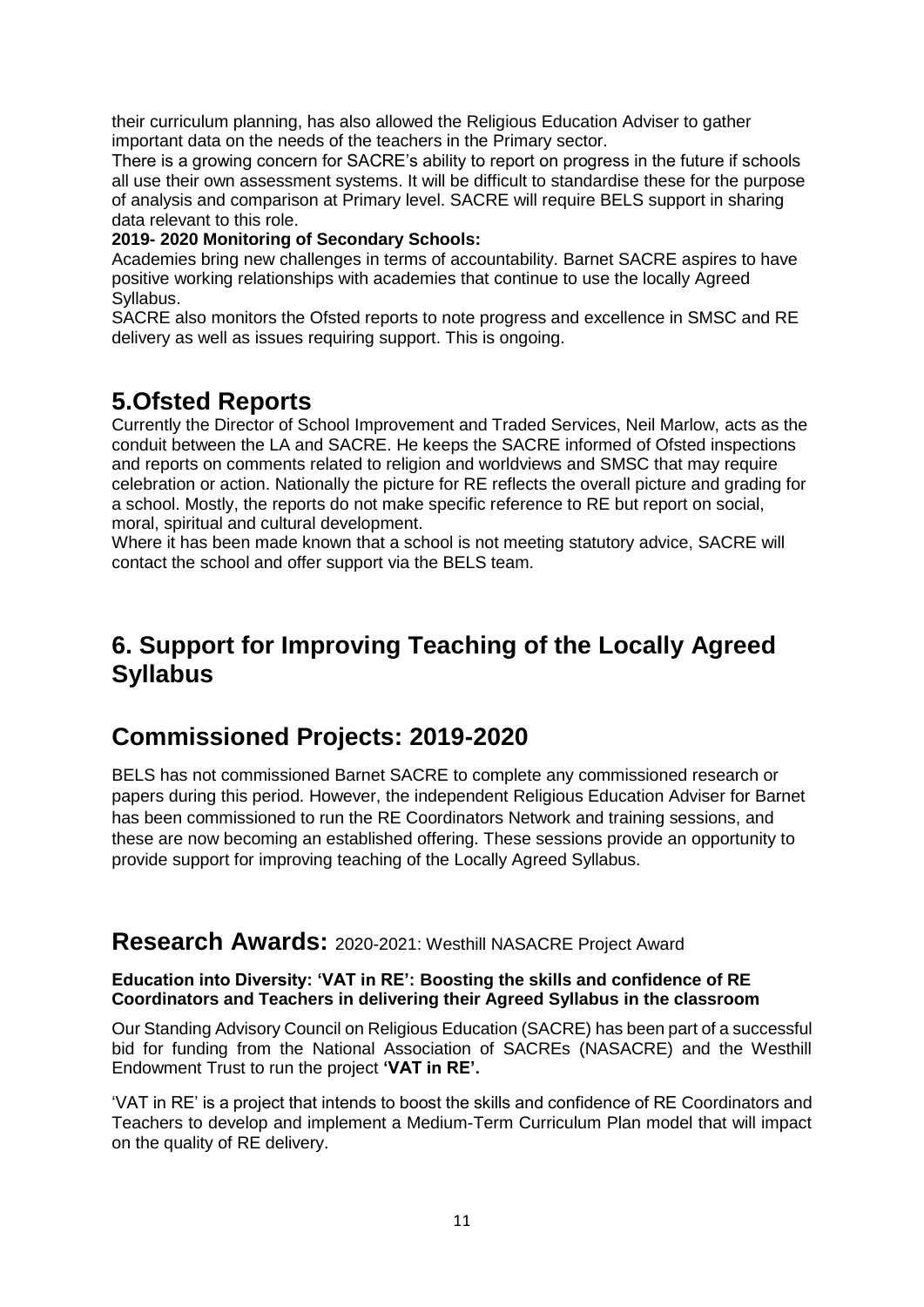their curriculum planning, has also allowed the Religious Education Adviser to gather important data on the needs of the teachers in the Primary sector.

There is a growing concern for SACRE's ability to report on progress in the future if schools all use their own assessment systems. It will be difficult to standardise these for the purpose of analysis and comparison at Primary level. SACRE will require BELS support in sharing data relevant to this role.

**2019- 2020 Monitoring of Secondary Schools:**

Academies bring new challenges in terms of accountability. Barnet SACRE aspires to have positive working relationships with academies that continue to use the locally Agreed Syllabus.

SACRE also monitors the Ofsted reports to note progress and excellence in SMSC and RE delivery as well as issues requiring support. This is ongoing.

## 5.Ofsted Reports

Currently the Director of School Improvement and Traded Services, Neil Marlow, acts as the conduit between the LA and SACRE. He keeps the SACRE informed of Ofsted inspections and reports on comments related to religion and worldviews and SMSC that may require celebration or action. Nationally the picture for RE reflects the overall picture and grading for a school. Mostly, the reports do not make specific reference to RE but report on social, moral, spiritual and cultural development.

Where it has been made known that a school is not meeting statutory advice, SACRE will contact the school and offer support via the BELS team.

## 6. Support for Improving Teaching of the Locally Agreed Syllabus

## Commissioned Projects: 2019-2020

BELS has not commissioned Barnet SACRE to complete any commissioned research or papers during this period. However, the independent Religious Education Adviser for Barnet has been commissioned to run the RE Coordinators Network and training sessions, and these are now becoming an established offering. These sessions provide an opportunity to provide support for improving teaching of the Locally Agreed Syllabus.

## Research Awards: 2020-2021: Westhill NASACRE Project Award

**Education into Diversity: 'VAT in RE': Boosting the skills and confidence of RE Coordinators and Teachers in delivering their Agreed Syllabus in the classroom**

Our Standing Advisory Council on Religious Education (SACRE) has been part of a successful bid for funding from the National Association of SACREs (NASACRE) and the Westhill Endowment Trust to run the project **'VAT in RE'.**

'VAT in RE' is a project that intends to boost the skills and confidence of RE Coordinators and Teachers to develop and implement a Medium-Term Curriculum Plan model that will impact on the quality of RE delivery.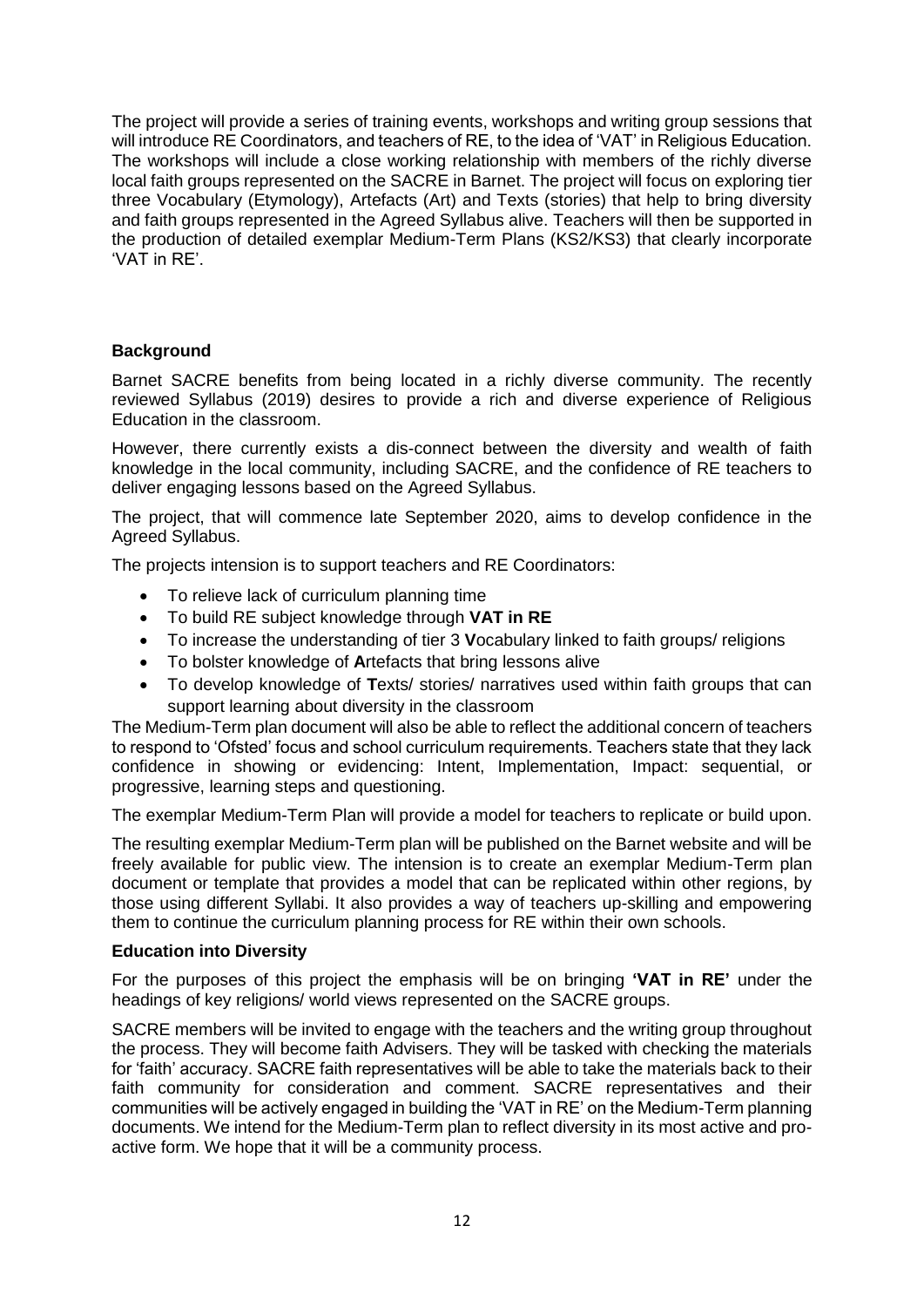The project will provide a series of training events, workshops and writing group sessions that will introduce RE Coordinators, and teachers of RE, to the idea of 'VAT' in Religious Education. The workshops will include a close working relationship with members of the richly diverse local faith groups represented on the SACRE in Barnet. The project will focus on exploring tier three Vocabulary (Etymology), Artefacts (Art) and Texts (stories) that help to bring diversity and faith groups represented in the Agreed Syllabus alive. Teachers will then be supported in the production of detailed exemplar Medium-Term Plans (KS2/KS3) that clearly incorporate 'VAT in RE'.

**Background**

Barnet SACRE benefits from being located in a richly diverse community. The recently reviewed Syllabus (2019) desires to provide a rich and diverse experience of Religious Education in the classroom.

However, there currently exists a dis-connect between the diversity and wealth of faith knowledge in the local community, including SACRE, and the confidence of RE teachers to deliver engaging lessons based on the Agreed Syllabus.

The project, that will commence late September 2020, aims to develop confidence in the Agreed Syllabus.

The projects intension is to support teachers and RE Coordinators:

- To relieve lack of curriculum planning time
- To build RE subject knowledge through **VAT in RE**
- To increase the understanding of tier 3 **V**ocabulary linked to faith groups/ religions
- To bolster knowledge of **A**rtefacts that bring lessons alive
- To develop knowledge of **T**exts/ stories/ narratives used within faith groups that can support learning about diversity in the classroom

The Medium-Term plan document will also be able to reflect the additional concern of teachers to respond to 'Ofsted' focus and school curriculum requirements. Teachers state that they lack confidence in showing or evidencing: Intent, Implementation, Impact: sequential, or progressive, learning steps and questioning.

The exemplar Medium-Term Plan will provide a model for teachers to replicate or build upon.

The resulting exemplar Medium-Term plan will be published on the Barnet website and will be freely available for public view. The intension is to create an exemplar Medium-Term plan document or template that provides a model that can be replicated within other regions, by those using different Syllabi. It also provides a way of teachers up-skilling and empowering them to continue the curriculum planning process for RE within their own schools.

**Education into Diversity**

For the purposes of this project the emphasis will be on bringing **'VAT in RE'** under the headings of key religions/ world views represented on the SACRE groups.

SACRE members will be invited to engage with the teachers and the writing group throughout the process. They will become faith Advisers. They will be tasked with checking the materials for 'faith' accuracy. SACRE faith representatives will be able to take the materials back to their faith community for consideration and comment. SACRE representatives and their communities will be actively engaged in building the 'VAT in RE' on the Medium-Term planning documents. We intend for the Medium-Term plan to reflect diversity in its most active and pro-active form. We hope that it will be a community process.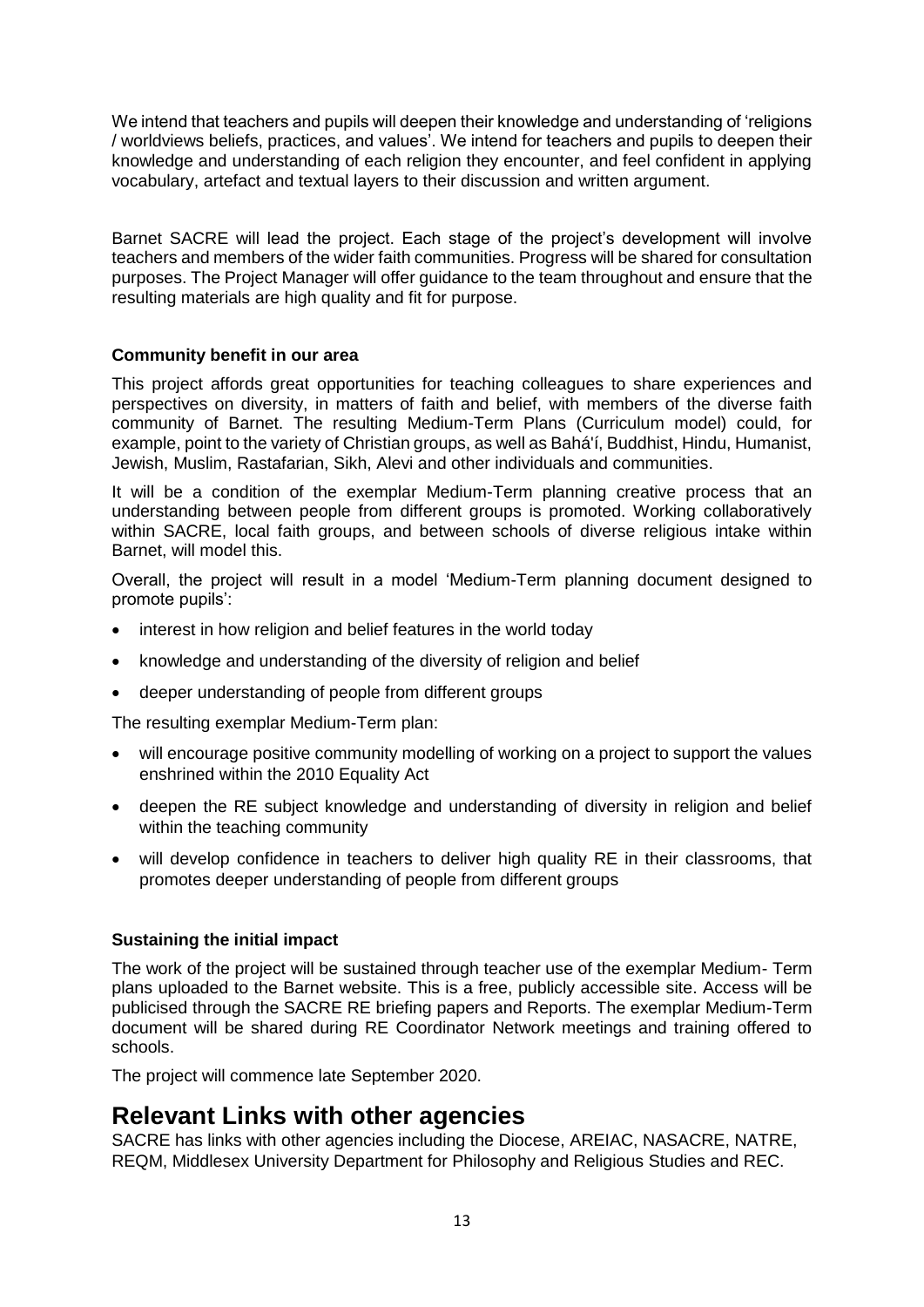We intend that teachers and pupils will deepen their knowledge and understanding of 'religions / worldviews beliefs, practices, and values'. We intend for teachers and pupils to deepen their knowledge and understanding of each religion they encounter, and feel confident in applying vocabulary, artefact and textual layers to their discussion and written argument.

Barnet SACRE will lead the project. Each stage of the project's development will involve teachers and members of the wider faith communities. Progress will be shared for consultation purposes. The Project Manager will offer guidance to the team throughout and ensure that the resulting materials are high quality and fit for purpose.

**Community benefit in our area**

This project affords great opportunities for teaching colleagues to share experiences and perspectives on diversity, in matters of faith and belief, with members of the diverse faith community of Barnet. The resulting Medium-Term Plans (Curriculum model) could, for example, point to the variety of Christian groups, as well as Bahá'í, Buddhist, Hindu, Humanist, Jewish, Muslim, Rastafarian, Sikh, Alevi and other individuals and communities.

It will be a condition of the exemplar Medium-Term planning creative process that an understanding between people from different groups is promoted. Working collaboratively within SACRE, local faith groups, and between schools of diverse religious intake within Barnet, will model this.

Overall, the project will result in a model 'Medium-Term planning document designed to promote pupils':

- interest in how religion and belief features in the world today
- knowledge and understanding of the diversity of religion and belief
- deeper understanding of people from different groups

The resulting exemplar Medium-Term plan:

- will encourage positive community modelling of working on a project to support the values enshrined within the 2010 Equality Act
- deepen the RE subject knowledge and understanding of diversity in religion and belief within the teaching community
- will develop confidence in teachers to deliver high quality RE in their classrooms, that promotes deeper understanding of people from different groups

**Sustaining the initial impact**

The work of the project will be sustained through teacher use of the exemplar Medium- Term plans uploaded to the Barnet website. This is a free, publicly accessible site. Access will be publicised through the SACRE RE briefing papers and Reports. The exemplar Medium-Term document will be shared during RE Coordinator Network meetings and training offered to schools.

The project will commence late September 2020.

## Relevant Links with other agencies

SACRE has links with other agencies including the Diocese, AREIAC, NASACRE, NATRE, REQM, Middlesex University Department for Philosophy and Religious Studies and REC.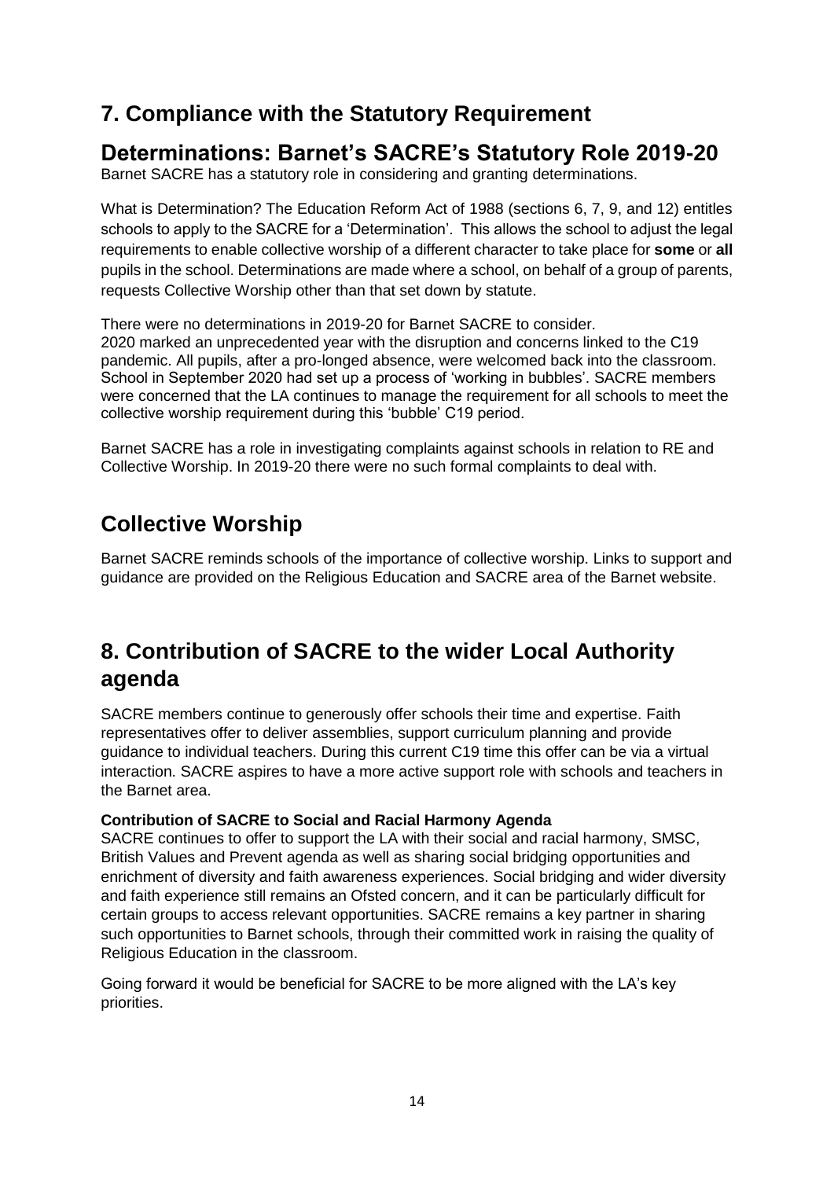## 7. Compliance with the Statutory Requirement

## Determinations: Barnet's SACRE's Statutory Role 2019-20

Barnet SACRE has a statutory role in considering and granting determinations.

What is Determination? The Education Reform Act of 1988 (sections 6, 7, 9, and 12) entitles schools to apply to the SACRE for a 'Determination'. This allows the school to adjust the legal requirements to enable collective worship of a different character to take place for **some** or **all** pupils in the school. Determinations are made where a school, on behalf of a group of parents, requests Collective Worship other than that set down by statute.

There were no determinations in 2019-20 for Barnet SACRE to consider.
2020 marked an unprecedented year with the disruption and concerns linked to the C19 pandemic. All pupils, after a pro-longed absence, were welcomed back into the classroom. School in September 2020 had set up a process of 'working in bubbles'. SACRE members were concerned that the LA continues to manage the requirement for all schools to meet the collective worship requirement during this 'bubble' C19 period.

Barnet SACRE has a role in investigating complaints against schools in relation to RE and Collective Worship. In 2019-20 there were no such formal complaints to deal with.

## Collective Worship

Barnet SACRE reminds schools of the importance of collective worship. Links to support and guidance are provided on the Religious Education and SACRE area of the Barnet website.

## 8. Contribution of SACRE to the wider Local Authority agenda

SACRE members continue to generously offer schools their time and expertise. Faith representatives offer to deliver assemblies, support curriculum planning and provide guidance to individual teachers. During this current C19 time this offer can be via a virtual interaction. SACRE aspires to have a more active support role with schools and teachers in the Barnet area.

**Contribution of SACRE to Social and Racial Harmony Agenda**

SACRE continues to offer to support the LA with their social and racial harmony, SMSC, British Values and Prevent agenda as well as sharing social bridging opportunities and enrichment of diversity and faith awareness experiences. Social bridging and wider diversity and faith experience still remains an Ofsted concern, and it can be particularly difficult for certain groups to access relevant opportunities. SACRE remains a key partner in sharing such opportunities to Barnet schools, through their committed work in raising the quality of Religious Education in the classroom.

Going forward it would be beneficial for SACRE to be more aligned with the LA's key priorities.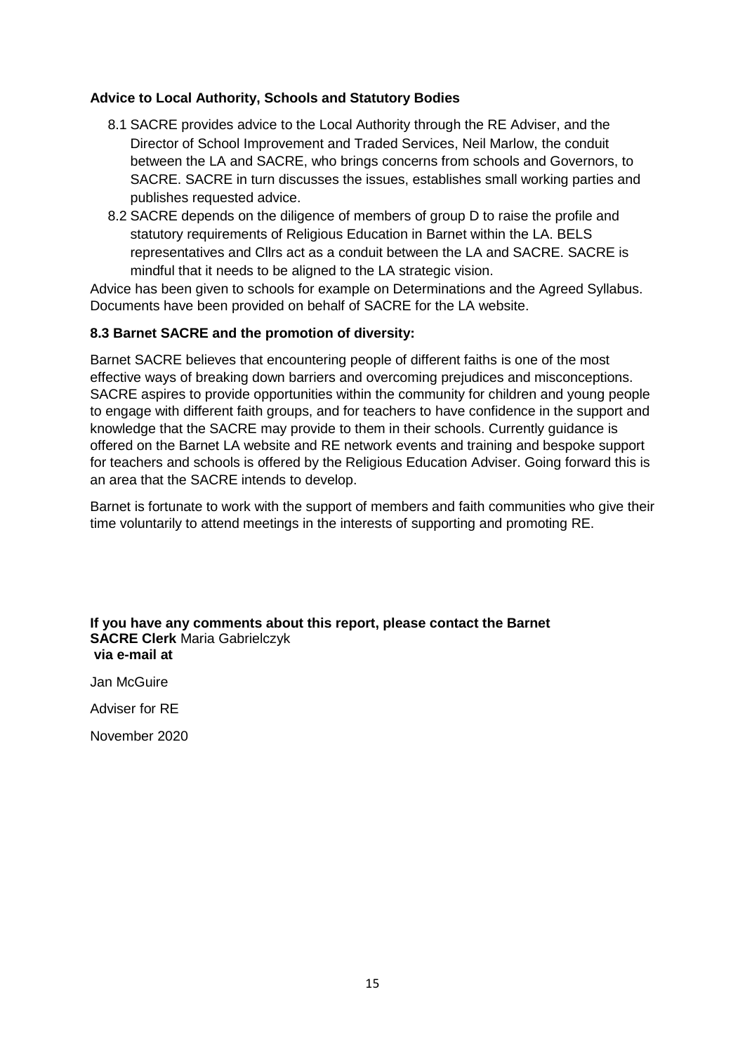**Advice to Local Authority, Schools and Statutory Bodies**

8.1 SACRE provides advice to the Local Authority through the RE Adviser, and the Director of School Improvement and Traded Services, Neil Marlow, the conduit between the LA and SACRE, who brings concerns from schools and Governors, to SACRE. SACRE in turn discusses the issues, establishes small working parties and publishes requested advice.

8.2 SACRE depends on the diligence of members of group D to raise the profile and statutory requirements of Religious Education in Barnet within the LA. BELS representatives and Cllrs act as a conduit between the LA and SACRE. SACRE is mindful that it needs to be aligned to the LA strategic vision.

Advice has been given to schools for example on Determinations and the Agreed Syllabus. Documents have been provided on behalf of SACRE for the LA website.

**8.3 Barnet SACRE and the promotion of diversity:**

Barnet SACRE believes that encountering people of different faiths is one of the most effective ways of breaking down barriers and overcoming prejudices and misconceptions. SACRE aspires to provide opportunities within the community for children and young people to engage with different faith groups, and for teachers to have confidence in the support and knowledge that the SACRE may provide to them in their schools. Currently guidance is offered on the Barnet LA website and RE network events and training and bespoke support for teachers and schools is offered by the Religious Education Adviser. Going forward this is an area that the SACRE intends to develop.

Barnet is fortunate to work with the support of members and faith communities who give their time voluntarily to attend meetings in the interests of supporting and promoting RE.

**If you have any comments about this report, please contact the Barnet SACRE Clerk** Maria Gabrielczyk
**via e-mail at**

Jan McGuire

Adviser for RE

November 2020